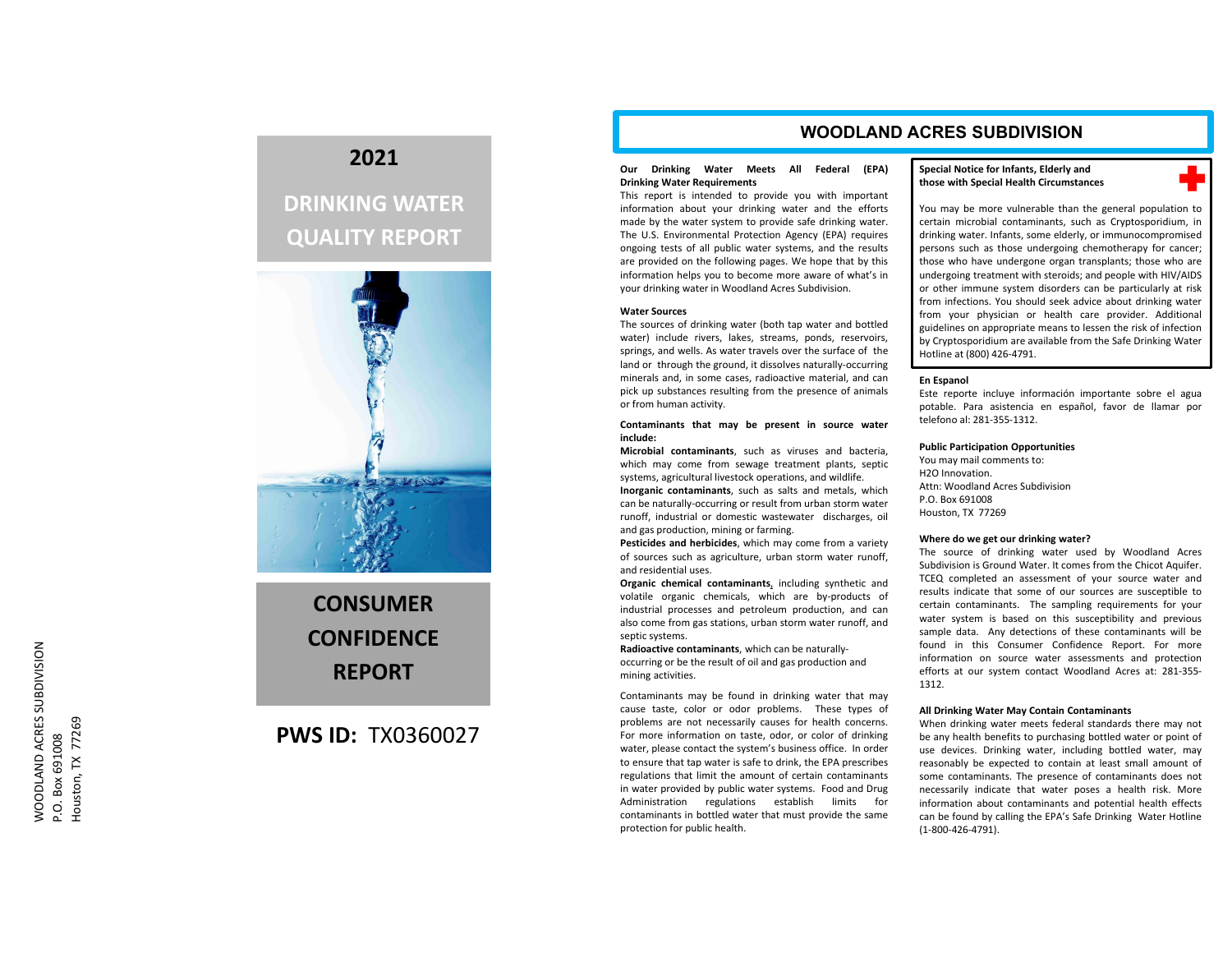WOODLAND ACRES SUBDIVISION
P.O. Box 691008
Houston, TX 77269

# 2021

# DRINKING WATER QUALITY REPORT

# CONSUMER CONFIDENCE REPORT

**PWS ID:** TX0360027

# WOODLAND ACRES SUBDIVISION

**Our Drinking Water Meets All Federal (EPA) Drinking Water Requirements**

This report is intended to provide you with important information about your drinking water and the efforts made by the water system to provide safe drinking water. The U.S. Environmental Protection Agency (EPA) requires ongoing tests of all public water systems, and the results are provided on the following pages. We hope that by this information helps you to become more aware of what's in your drinking water in Woodland Acres Subdivision.

**Water Sources**

The sources of drinking water (both tap water and bottled water) include rivers, lakes, streams, ponds, reservoirs, springs, and wells. As water travels over the surface of the land or through the ground, it dissolves naturally-occurring minerals and, in some cases, radioactive material, and can pick up substances resulting from the presence of animals or from human activity.

**Contaminants that may be present in source water include:**

**Microbial contaminants**, such as viruses and bacteria, which may come from sewage treatment plants, septic systems, agricultural livestock operations, and wildlife.

**Inorganic contaminants**, such as salts and metals, which can be naturally-occurring or result from urban storm water runoff, industrial or domestic wastewater discharges, oil and gas production, mining or farming.

**Pesticides and herbicides**, which may come from a variety of sources such as agriculture, urban storm water runoff, and residential uses.

**Organic chemical contaminants**, including synthetic and volatile organic chemicals, which are by-products of industrial processes and petroleum production, and can also come from gas stations, urban storm water runoff, and septic systems.

**Radioactive contaminants**, which can be naturally-occurring or be the result of oil and gas production and mining activities.

Contaminants may be found in drinking water that may cause taste, color or odor problems. These types of problems are not necessarily causes for health concerns. For more information on taste, odor, or color of drinking water, please contact the system's business office. In order to ensure that tap water is safe to drink, the EPA prescribes regulations that limit the amount of certain contaminants in water provided by public water systems. Food and Drug Administration regulations establish limits for contaminants in bottled water that must provide the same protection for public health.

**Special Notice for Infants, Elderly and those with Special Health Circumstances**

You may be more vulnerable than the general population to certain microbial contaminants, such as Cryptosporidium, in drinking water. Infants, some elderly, or immunocompromised persons such as those undergoing chemotherapy for cancer; those who have undergone organ transplants; those who are undergoing treatment with steroids; and people with HIV/AIDS or other immune system disorders can be particularly at risk from infections. You should seek advice about drinking water from your physician or health care provider. Additional guidelines on appropriate means to lessen the risk of infection by Cryptosporidium are available from the Safe Drinking Water Hotline at (800) 426-4791.

**En Espanol**

Este reporte incluye información importante sobre el agua potable. Para asistencia en español, favor de llamar por telefono al: 281-355-1312.

**Public Participation Opportunities**

You may mail comments to:
H2O Innovation.
Attn: Woodland Acres Subdivision
P.O. Box 691008
Houston, TX 77269

**Where do we get our drinking water?**

The source of drinking water used by Woodland Acres Subdivision is Ground Water. It comes from the Chicot Aquifer. TCEQ completed an assessment of your source water and results indicate that some of our sources are susceptible to certain contaminants. The sampling requirements for your water system is based on this susceptibility and previous sample data. Any detections of these contaminants will be found in this Consumer Confidence Report. For more information on source water assessments and protection efforts at our system contact Woodland Acres at: 281-355-1312.

**All Drinking Water May Contain Contaminants**

When drinking water meets federal standards there may not be any health benefits to purchasing bottled water or point of use devices. Drinking water, including bottled water, may reasonably be expected to contain at least small amount of some contaminants. The presence of contaminants does not necessarily indicate that water poses a health risk. More information about contaminants and potential health effects can be found by calling the EPA's Safe Drinking Water Hotline (1-800-426-4791).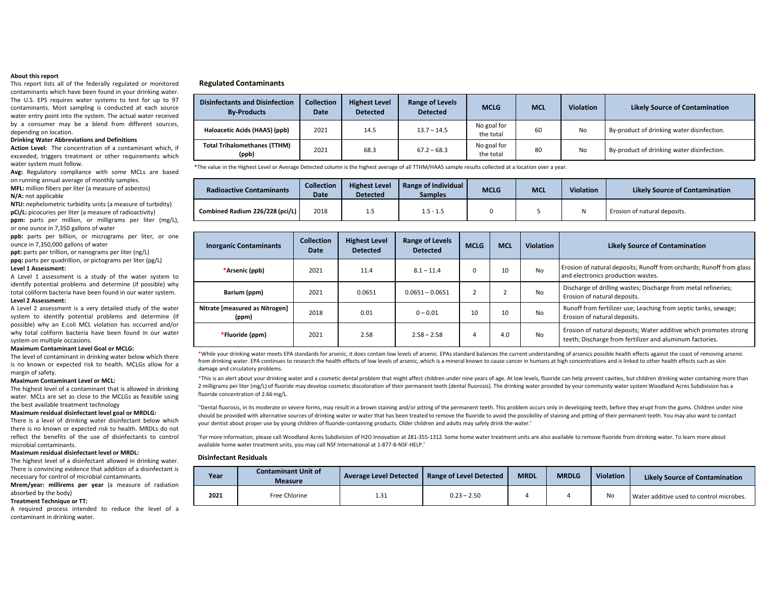**About this report**

This report lists all of the federally regulated or monitored contaminants which have been found in your drinking water. The U.S. EPS requires water systems to test for up to 97 contaminants. Most sampling is conducted at each source water entry point into the system. The actual water received by a consumer may be a blend from different sources, depending on location.

**Drinking Water Abbreviations and Definitions**

**Action Level:** The concentration of a contaminant which, if exceeded, triggers treatment or other requirements which water system must follow.

**Avg:** Regulatory compliance with some MCLs are based on running annual average of monthly samples.

**MFL:** million fibers per liter (a measure of asbestos)

**N/A:** not applicable

**NTU:** nephelometric turbidity units (a measure of turbidity)

**pCi/L:** picocuries per liter (a measure of radioactivity)

**ppm:** parts per million, or milligrams per liter (mg/L), or one ounce in 7,350 gallons of water

**ppb:** parts per billion, or micrograms per liter, or one ounce in 7,350,000 gallons of water

**ppt:** parts per trillion, or nanograms per liter (ng/L)

**ppq:** parts per quadrillion, or pictograms per liter (pg/L)

**Level 1 Assessment:**

A Level 1 assessment is a study of the water system to identify potential problems and determine (if possible) why total coliform bacteria have been found in our water system.

**Level 2 Assessment:**

A Level 2 assessment is a very detailed study of the water system to identify potential problems and determine (if possible) why an E.coli MCL violation has occurred and/or why total coliform bacteria have been found in our water system on multiple occasions.

**Maximum Contaminant Level Goal or MCLG:**

The level of contaminant in drinking water below which there is no known or expected risk to health. MCLGs allow for a margin of safety.

**Maximum Contaminant Level or MCL:**

The highest level of a contaminant that is allowed in drinking water. MCLs are set as close to the MCLGs as feasible using the best available treatment technology

**Maximum residual disinfectant level goal or MRDLG:**

There is a level of drinking water disinfectant below which there is no known or expected risk to health. MRDLs do not reflect the benefits of the use of disinfectants to control microbial contaminants.

**Maximum residual disinfectant level or MRDL:**

The highest level of a disinfectant allowed in drinking water. There is convincing evidence that addition of a disinfectant is necessary for control of microbial contaminants.

**Mrem/year: millirems per year** (a measure of radiation absorbed by the body)

**Treatment Technique or TT:**

A required process intended to reduce the level of a contaminant in drinking water.

## Regulated Contaminants

| Disinfectants and Disinfection By-Products | Collection Date | Highest Level Detected | Range of Levels Detected | MCLG | MCL | Violation | Likely Source of Contamination |
|---|---|---|---|---|---|---|---|
| Haloacetic Acids (HAA5) (ppb) | 2021 | 14.5 | 13.7 – 14.5 | No goal for the total | 60 | No | By-product of drinking water disinfection. |
| Total Trihalomethanes (TTHM) (ppb) | 2021 | 68.3 | 67.2 – 68.3 | No goal for the total | 80 | No | By-product of drinking water disinfection. |

*The value in the Highest Level or Average Detected column is the highest average of all TTHM/HAA5 sample results collected at a location over a year.

| Radioactive Contaminants | Collection Date | Highest Level Detected | Range of Individual Samples | MCLG | MCL | Violation | Likely Source of Contamination |
|---|---|---|---|---|---|---|---|
| Combined Radium 226/228 (pci/L) | 2018 | 1.5 | 1.5 - 1.5 | 0 | 5 | N | Erosion of natural deposits. |

| Inorganic Contaminants | Collection Date | Highest Level Detected | Range of Levels Detected | MCLG | MCL | Violation | Likely Source of Contamination |
|---|---|---|---|---|---|---|---|
| *Arsenic (ppb) | 2021 | 11.4 | 8.1 – 11.4 | 0 | 10 | No | Erosion of natural deposits; Runoff from orchards; Runoff from glass and electronics production wastes. |
| Barium (ppm) | 2021 | 0.0651 | 0.0651 – 0.0651 | 2 | 2 | No | Discharge of drilling wastes; Discharge from metal refineries; Erosion of natural deposits. |
| Nitrate [measured as Nitrogen] (ppm) | 2018 | 0.01 | 0 – 0.01 | 10 | 10 | No | Runoff from fertilizer use; Leaching from septic tanks, sewage; Erosion of natural deposits. |
| *Fluoride (ppm) | 2021 | 2.58 | 2.58 – 2.58 | 4 | 4.0 | No | Erosion of natural deposits; Water additive which promotes strong teeth; Discharge from fertilizer and aluminum factories. |

*While your drinking water meets EPA standards for arsenic, it does contain low levels of arsenic. EPAs standard balances the current understanding of arsenics possible health effects against the coast of removing arsenic from drinking water. EPA continues to research the health effects of low levels of arsenic, which is a mineral known to cause cancer in humans at high concentrations and is linked to other health effects such as skin damage and circulatory problems.

*This is an alert about your drinking water and a cosmetic dental problem that might affect children under nine years of age. At low levels, fluoride can help prevent cavities, but children drinking water containing more than 2 milligrams per liter (mg/L) of fluoride may develop cosmetic discoloration of their permanent teeth (dental fluorosis). The drinking water provided by your community water system Woodland Acres Subdivision has a fluoride concentration of 2.66 mg/L.

''Dental fluorosis, in its moderate or severe forms, may result in a brown staining and/or pitting of the permanent teeth. This problem occurs only in developing teeth, before they erupt from the gums. Children under nine should be provided with alternative sources of drinking water or water that has been treated to remove the fluoride to avoid the possibility of staining and pitting of their permanent teeth. You may also want to contact your dentist about proper use by young children of fluoride-containing products. Older children and adults may safely drink the water.'

'For more information, please call Woodland Acres Subdivision of H2O Innovation at 281-355-1312. Some home water treatment units are also available to remove fluoride from drinking water. To learn more about available home water treatment units, you may call NSF International at 1-877-8-NSF-HELP.'

### Disinfectant Residuals

| Year | Contaminant Unit of Measure | Average Level Detected | Range of Level Detected | MRDL | MRDLG | Violation | Likely Source of Contamination |
|---|---|---|---|---|---|---|---|
| 2021 | Free Chlorine | 1.31 | 0.23 – 2.50 | 4 | 4 | No | Water additive used to control microbes. |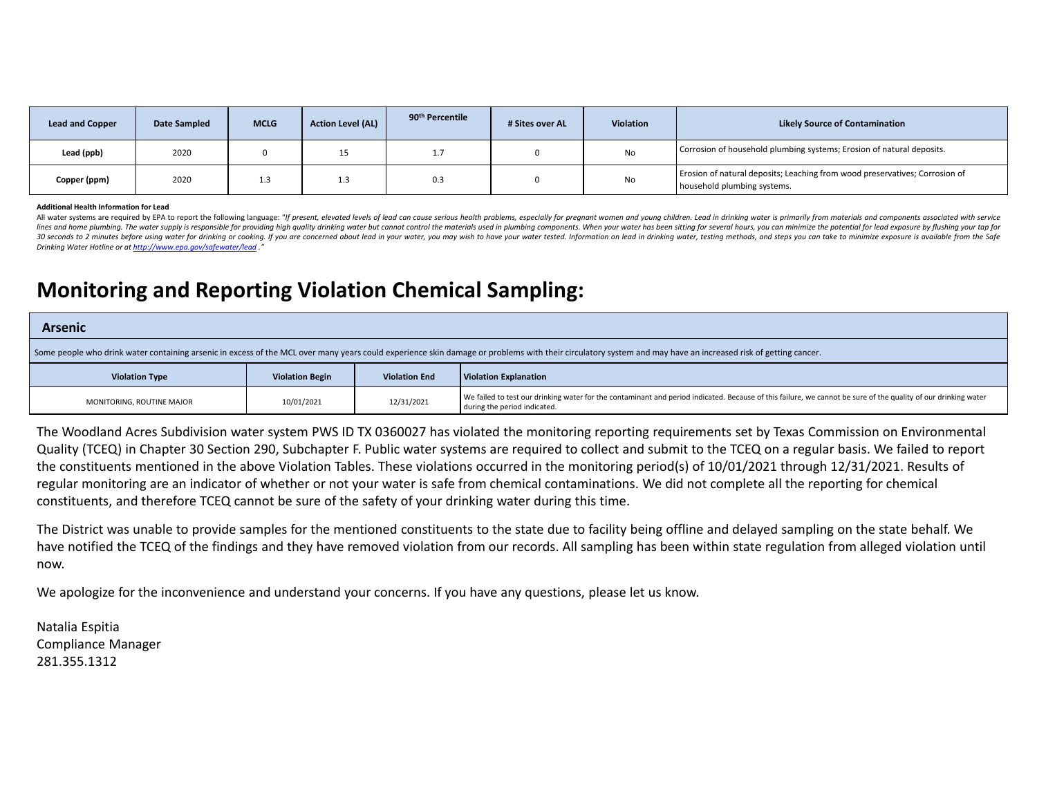| Lead and Copper | Date Sampled | MCLG | Action Level (AL) | 90th Percentile | # Sites over AL | Violation | Likely Source of Contamination |
|---|---|---|---|---|---|---|---|
| Lead (ppb) | 2020 | 0 | 15 | 1.7 | 0 | No | Corrosion of household plumbing systems; Erosion of natural deposits. |
| Copper (ppm) | 2020 | 1.3 | 1.3 | 0.3 | 0 | No | Erosion of natural deposits; Leaching from wood preservatives; Corrosion of household plumbing systems. |

**Additional Health Information for Lead**

All water systems are required by EPA to report the following language: "*If present, elevated levels of lead can cause serious health problems, especially for pregnant women and young children. Lead in drinking water is primarily from materials and components associated with service lines and home plumbing. The water supply is responsible for providing high quality drinking water but cannot control the materials used in plumbing components. When your water has been sitting for several hours, you can minimize the potential for lead exposure by flushing your tap for 30 seconds to 2 minutes before using water for drinking or cooking. If you are concerned about lead in your water, you may wish to have your water tested. Information on lead in drinking water, testing methods, and steps you can take to minimize exposure is available from the Safe Drinking Water Hotline or at http://www.epa.gov/safewater/lead .*"

# Monitoring and Reporting Violation Chemical Sampling:

**Arsenic**

Some people who drink water containing arsenic in excess of the MCL over many years could experience skin damage or problems with their circulatory system and may have an increased risk of getting cancer.

| Violation Type | Violation Begin | Violation End | Violation Explanation |
|---|---|---|---|
| MONITORING, ROUTINE MAJOR | 10/01/2021 | 12/31/2021 | We failed to test our drinking water for the contaminant and period indicated. Because of this failure, we cannot be sure of the quality of our drinking water during the period indicated. |

The Woodland Acres Subdivision water system PWS ID TX 0360027 has violated the monitoring reporting requirements set by Texas Commission on Environmental Quality (TCEQ) in Chapter 30 Section 290, Subchapter F. Public water systems are required to collect and submit to the TCEQ on a regular basis. We failed to report the constituents mentioned in the above Violation Tables. These violations occurred in the monitoring period(s) of 10/01/2021 through 12/31/2021. Results of regular monitoring are an indicator of whether or not your water is safe from chemical contaminations. We did not complete all the reporting for chemical constituents, and therefore TCEQ cannot be sure of the safety of your drinking water during this time.

The District was unable to provide samples for the mentioned constituents to the state due to facility being offline and delayed sampling on the state behalf. We have notified the TCEQ of the findings and they have removed violation from our records. All sampling has been within state regulation from alleged violation until now.

We apologize for the inconvenience and understand your concerns. If you have any questions, please let us know.

Natalia Espitia
Compliance Manager
281.355.1312